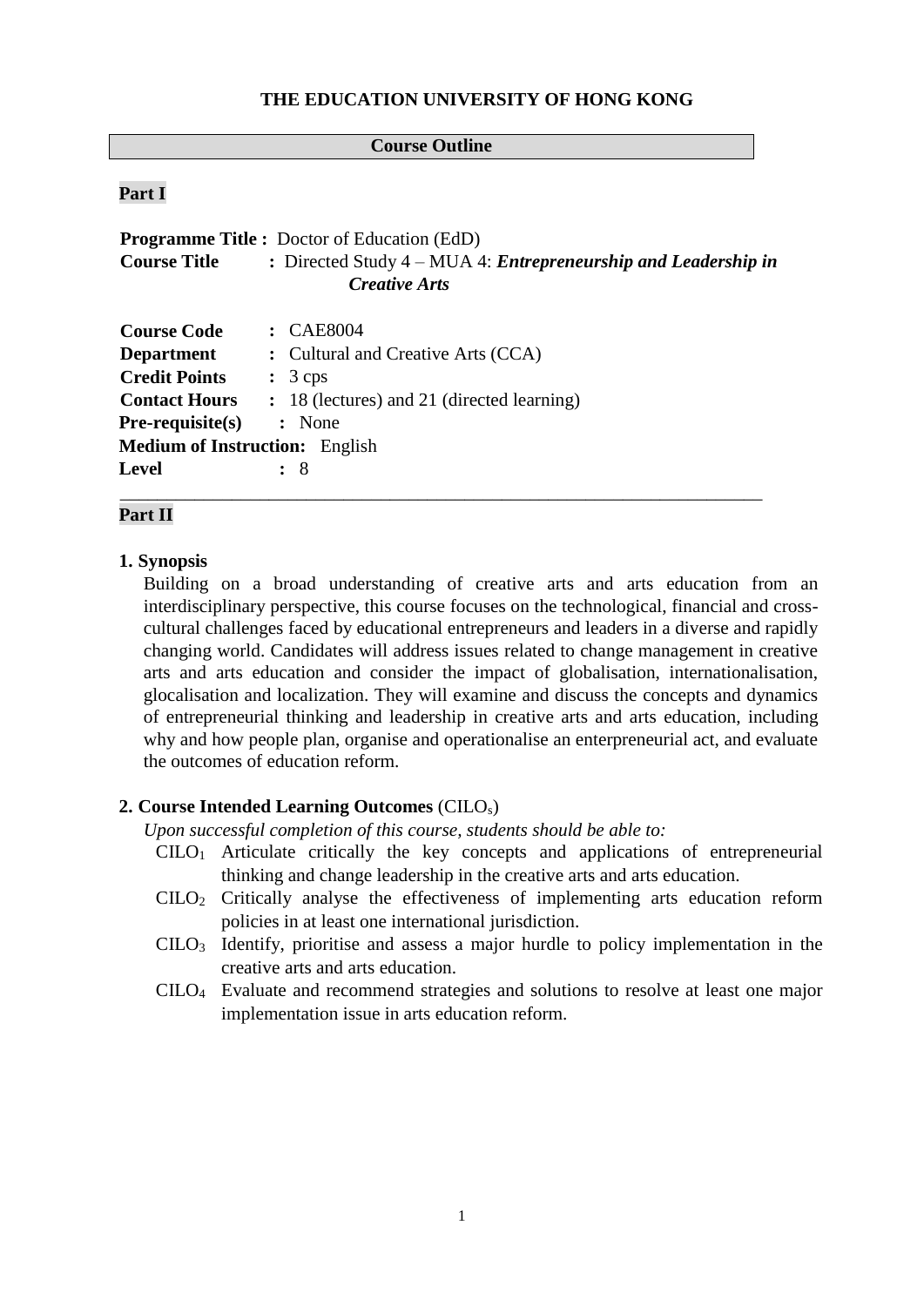# THE EDUCATION UNIVERSITY OF HONG KONG

## Course Outline

### Part I

**Programme Title :** Doctor of Education (EdD)
**Course Title :** Directed Study 4 – MUA 4: ***Entrepreneurship and Leadership in Creative Arts***

**Course Code :** CAE8004
**Department :** Cultural and Creative Arts (CCA)
**Credit Points :** 3 cps
**Contact Hours :** 18 (lectures) and 21 (directed learning)
**Pre-requisite(s) :** None
**Medium of Instruction:** English
**Level :** 8

---

### Part II

**1. Synopsis**

Building on a broad understanding of creative arts and arts education from an interdisciplinary perspective, this course focuses on the technological, financial and cross-cultural challenges faced by educational entrepreneurs and leaders in a diverse and rapidly changing world. Candidates will address issues related to change management in creative arts and arts education and consider the impact of globalisation, internationalisation, glocalisation and localization. They will examine and discuss the concepts and dynamics of entrepreneurial thinking and leadership in creative arts and arts education, including why and how people plan, organise and operationalise an enterpreneurial act, and evaluate the outcomes of education reform.

**2. Course Intended Learning Outcomes** ($CILO_s$)

*Upon successful completion of this course, students should be able to:*

- $CILO_1$ Articulate critically the key concepts and applications of entrepreneurial thinking and change leadership in the creative arts and arts education.
- $CILO_2$ Critically analyse the effectiveness of implementing arts education reform policies in at least one international jurisdiction.
- $CILO_3$ Identify, prioritise and assess a major hurdle to policy implementation in the creative arts and arts education.
- $CILO_4$ Evaluate and recommend strategies and solutions to resolve at least one major implementation issue in arts education reform.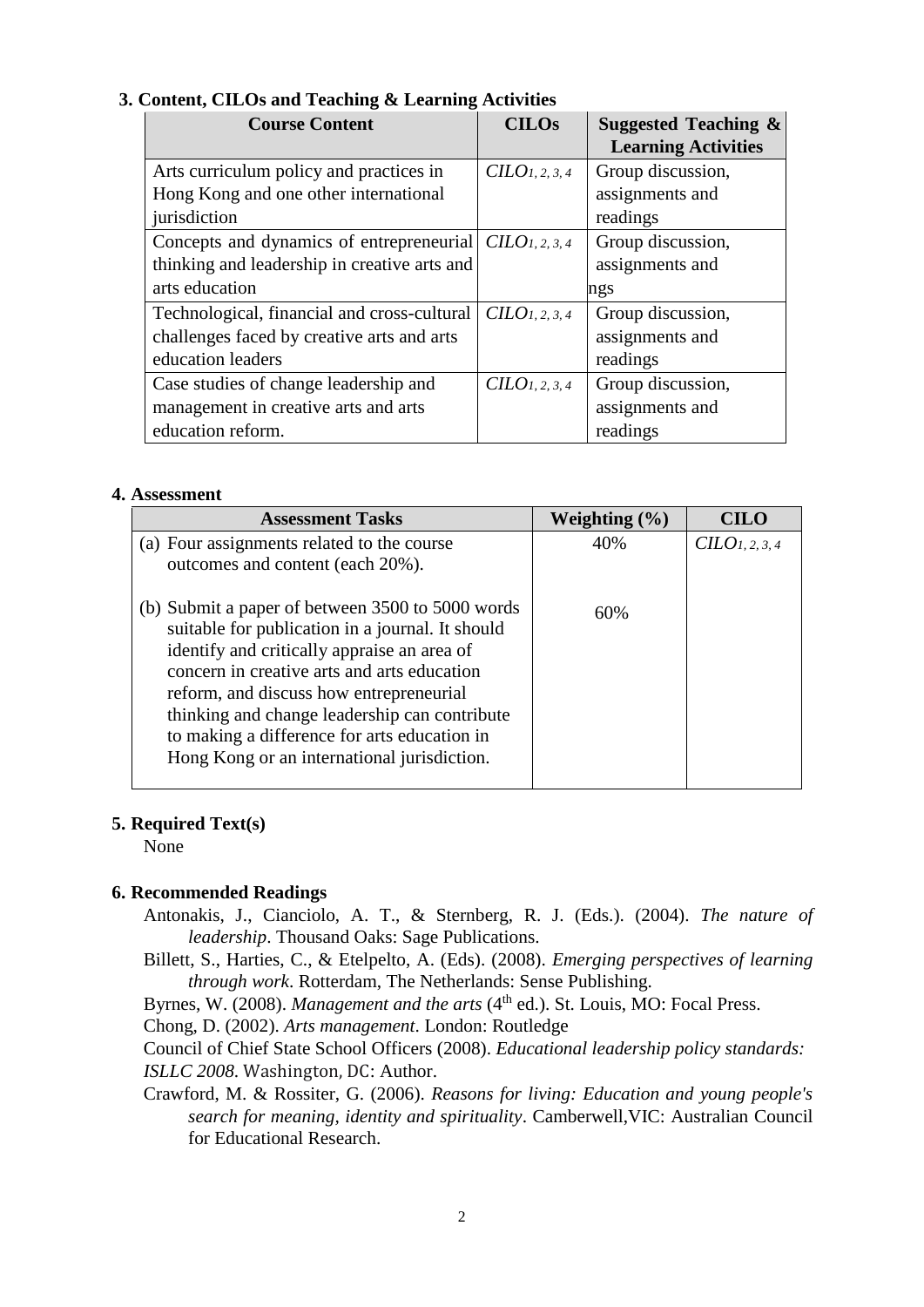### 3. Content, CILOs and Teaching & Learning Activities

| Course Content | CILOs | Suggested Teaching & Learning Activities |
|---|---|---|
| Arts curriculum policy and practices in Hong Kong and one other international jurisdiction | $CILO_{1, 2, 3, 4}$ | Group discussion, assignments and readings |
| Concepts and dynamics of entrepreneurial thinking and leadership in creative arts and arts education | $CILO_{1, 2, 3, 4}$ | Group discussion, assignments and ngs |
| Technological, financial and cross-cultural challenges faced by creative arts and arts education leaders | $CILO_{1, 2, 3, 4}$ | Group discussion, assignments and readings |
| Case studies of change leadership and management in creative arts and arts education reform. | $CILO_{1, 2, 3, 4}$ | Group discussion, assignments and readings |

### 4. Assessment

| Assessment Tasks | Weighting (%) | CILO |
|---|---|---|
| (a) Four assignments related to the course outcomes and content (each 20%).<br><br>(b) Submit a paper of between 3500 to 5000 words suitable for publication in a journal. It should identify and critically appraise an area of concern in creative arts and arts education reform, and discuss how entrepreneurial thinking and change leadership can contribute to making a difference for arts education in Hong Kong or an international jurisdiction. | 40%<br><br>60% | $CILO_{1, 2, 3, 4}$ |

### 5. Required Text(s)

None

### 6. Recommended Readings

Antonakis, J., Cianciolo, A. T., & Sternberg, R. J. (Eds.). (2004). *The nature of leadership*. Thousand Oaks: Sage Publications.

Billett, S., Harties, C., & Etelpelto, A. (Eds). (2008). *Emerging perspectives of learning through work*. Rotterdam, The Netherlands: Sense Publishing.

Byrnes, W. (2008). *Management and the arts* (4th ed.). St. Louis, MO: Focal Press.

Chong, D. (2002). *Arts management*. London: Routledge

Council of Chief State School Officers (2008). *Educational leadership policy standards: ISLLC 2008.* Washington, DC: Author.

Crawford, M. & Rossiter, G. (2006). *Reasons for living: Education and young people's search for meaning, identity and spirituality*. Camberwell,VIC: Australian Council for Educational Research.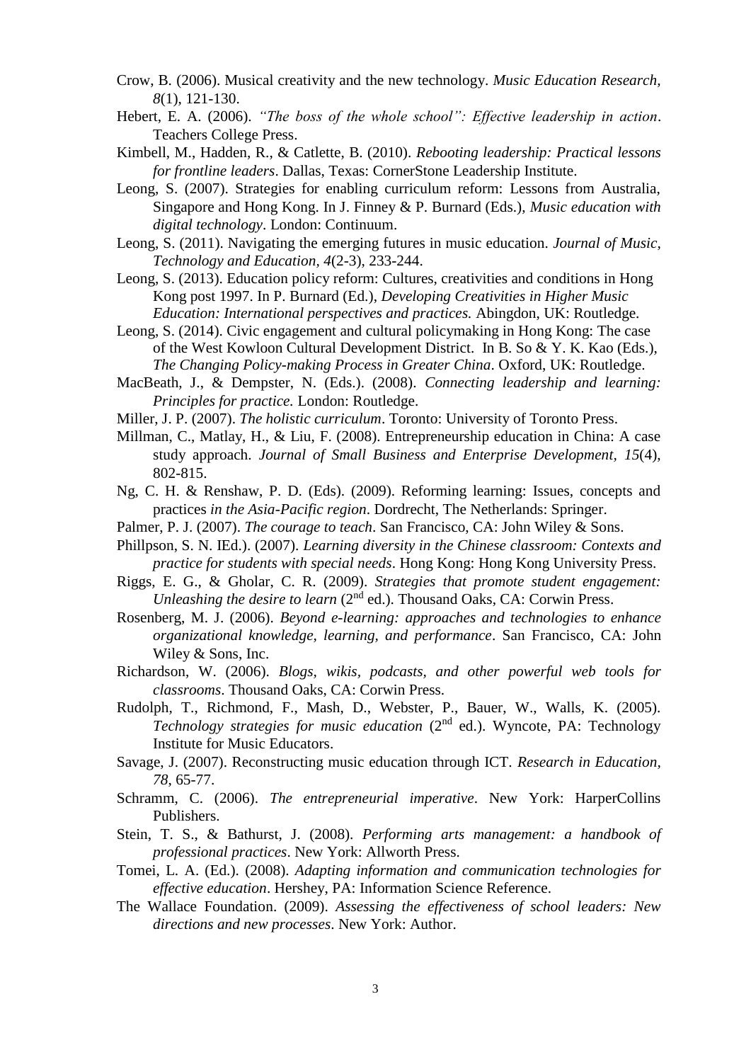Crow, B. (2006). Musical creativity and the new technology. *Music Education Research, 8*(1), 121-130.

Hebert, E. A. (2006). *"The boss of the whole school": Effective leadership in action*. Teachers College Press.

Kimbell, M., Hadden, R., & Catlette, B. (2010). *Rebooting leadership: Practical lessons for frontline leaders*. Dallas, Texas: CornerStone Leadership Institute.

Leong, S. (2007). Strategies for enabling curriculum reform: Lessons from Australia, Singapore and Hong Kong. In J. Finney & P. Burnard (Eds.), *Music education with digital technology*. London: Continuum.

Leong, S. (2011). Navigating the emerging futures in music education. *Journal of Music, Technology and Education, 4*(2-3), 233-244.

Leong, S. (2013). Education policy reform: Cultures, creativities and conditions in Hong Kong post 1997. In P. Burnard (Ed.), *Developing Creativities in Higher Music Education: International perspectives and practices.* Abingdon, UK: Routledge.

Leong, S. (2014). Civic engagement and cultural policymaking in Hong Kong: The case of the West Kowloon Cultural Development District. In B. So & Y. K. Kao (Eds.), *The Changing Policy-making Process in Greater China*. Oxford, UK: Routledge.

MacBeath, J., & Dempster, N. (Eds.). (2008). *Connecting leadership and learning: Principles for practice.* London: Routledge.

Miller, J. P. (2007). *The holistic curriculum*. Toronto: University of Toronto Press.

Millman, C., Matlay, H., & Liu, F. (2008). Entrepreneurship education in China: A case study approach. *Journal of Small Business and Enterprise Development, 15*(4), 802-815.

Ng, C. H. & Renshaw, P. D. (Eds). (2009). Reforming learning: Issues, concepts and practices *in the Asia-Pacific region*. Dordrecht, The Netherlands: Springer.

Palmer, P. J. (2007). *The courage to teach*. San Francisco, CA: John Wiley & Sons.

Phillpson, S. N. IEd.). (2007). *Learning diversity in the Chinese classroom: Contexts and practice for students with special needs*. Hong Kong: Hong Kong University Press.

Riggs, E. G., & Gholar, C. R. (2009). *Strategies that promote student engagement: Unleashing the desire to learn* (2nd ed.). Thousand Oaks, CA: Corwin Press.

Rosenberg, M. J. (2006). *Beyond e-learning: approaches and technologies to enhance organizational knowledge, learning, and performance*. San Francisco, CA: John Wiley & Sons, Inc.

Richardson, W. (2006). *Blogs, wikis, podcasts, and other powerful web tools for classrooms*. Thousand Oaks, CA: Corwin Press.

Rudolph, T., Richmond, F., Mash, D., Webster, P., Bauer, W., Walls, K. (2005). *Technology strategies for music education* (2nd ed.). Wyncote, PA: Technology Institute for Music Educators.

Savage, J. (2007). Reconstructing music education through ICT. *Research in Education, 78*, 65-77.

Schramm, C. (2006). *The entrepreneurial imperative*. New York: HarperCollins Publishers.

Stein, T. S., & Bathurst, J. (2008). *Performing arts management: a handbook of professional practices*. New York: Allworth Press.

Tomei, L. A. (Ed.). (2008). *Adapting information and communication technologies for effective education*. Hershey, PA: Information Science Reference.

The Wallace Foundation. (2009). *Assessing the effectiveness of school leaders: New directions and new processes*. New York: Author.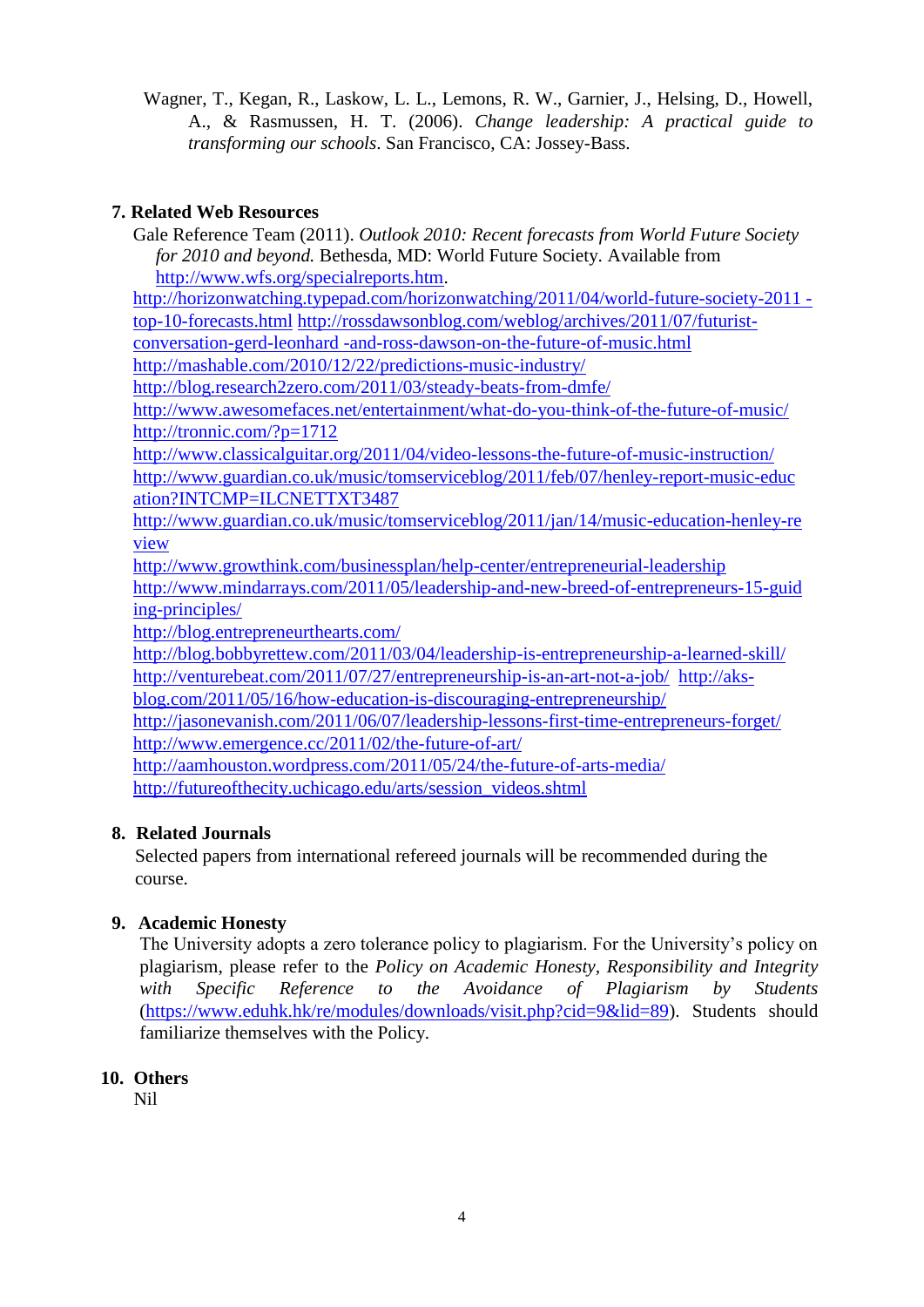Wagner, T., Kegan, R., Laskow, L. L., Lemons, R. W., Garnier, J., Helsing, D., Howell, A., & Rasmussen, H. T. (2006). *Change leadership: A practical guide to transforming our schools*. San Francisco, CA: Jossey-Bass.

## 7. Related Web Resources

Gale Reference Team (2011). *Outlook 2010: Recent forecasts from World Future Society for 2010 and beyond.* Bethesda, MD: World Future Society. Available from http://www.wfs.org/specialreports.htm.

http://horizonwatching.typepad.com/horizonwatching/2011/04/world-future-society-2011 -top-10-forecasts.html http://rossdawsonblog.com/weblog/archives/2011/07/futurist-conversation-gerd-leonhard -and-ross-dawson-on-the-future-of-music.html
http://mashable.com/2010/12/22/predictions-music-industry/
http://blog.research2zero.com/2011/03/steady-beats-from-dmfe/
http://www.awesomefaces.net/entertainment/what-do-you-think-of-the-future-of-music/
http://tronnic.com/?p=1712
http://www.classicalguitar.org/2011/04/video-lessons-the-future-of-music-instruction/
http://www.guardian.co.uk/music/tomserviceblog/2011/feb/07/henley-report-music-education?INTCMP=ILCNETTXT3487
http://www.guardian.co.uk/music/tomserviceblog/2011/jan/14/music-education-henley-review
http://www.growthink.com/businessplan/help-center/entrepreneurial-leadership
http://www.mindarrays.com/2011/05/leadership-and-new-breed-of-entrepreneurs-15-guiding-principles/
http://blog.entrepreneurthearts.com/
http://blog.bobbyrettew.com/2011/03/04/leadership-is-entrepreneurship-a-learned-skill/
http://venturebeat.com/2011/07/27/entrepreneurship-is-an-art-not-a-job/ http://aks-blog.com/2011/05/16/how-education-is-discouraging-entrepreneurship/
http://jasonevanish.com/2011/06/07/leadership-lessons-first-time-entrepreneurs-forget/
http://www.emergence.cc/2011/02/the-future-of-art/
http://aamhouston.wordpress.com/2011/05/24/the-future-of-arts-media/
http://futureofthecity.uchicago.edu/arts/session_videos.shtml

## 8. Related Journals

Selected papers from international refereed journals will be recommended during the course.

## 9. Academic Honesty

The University adopts a zero tolerance policy to plagiarism. For the University's policy on plagiarism, please refer to the *Policy on Academic Honesty, Responsibility and Integrity with Specific Reference to the Avoidance of Plagiarism by Students* (https://www.eduhk.hk/re/modules/downloads/visit.php?cid=9&lid=89). Students should familiarize themselves with the Policy.

## 10. Others

Nil